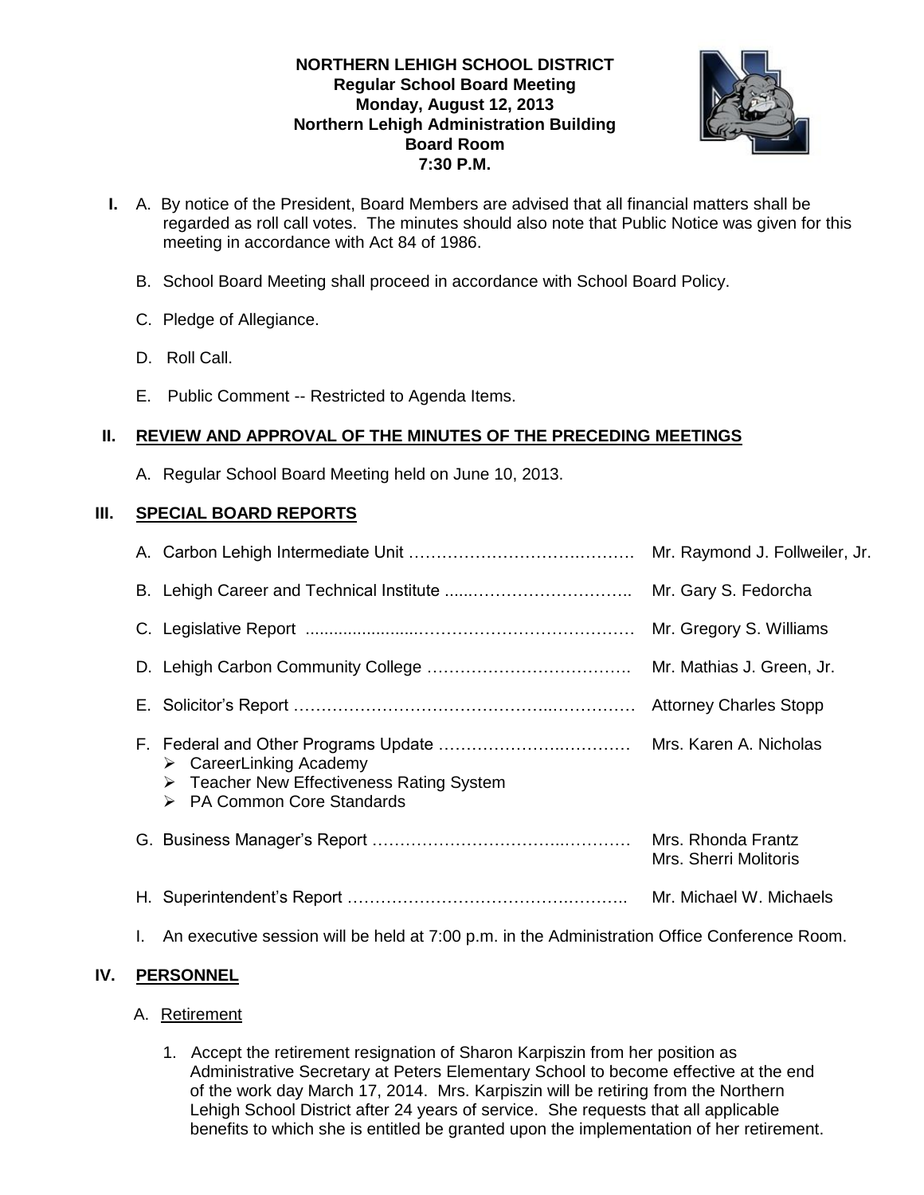**NORTHERN LEHIGH SCHOOL DISTRICT**
**Regular School Board Meeting**
**Monday, August 12, 2013**
**Northern Lehigh Administration Building**
**Board Room**
**7:30 P.M.**

**I.** A. By notice of the President, Board Members are advised that all financial matters shall be regarded as roll call votes. The minutes should also note that Public Notice was given for this meeting in accordance with Act 84 of 1986.

B. School Board Meeting shall proceed in accordance with School Board Policy.

C. Pledge of Allegiance.

D. Roll Call.

E. Public Comment -- Restricted to Agenda Items.

## II. REVIEW AND APPROVAL OF THE MINUTES OF THE PRECEDING MEETINGS

A. Regular School Board Meeting held on June 10, 2013.

## III. SPECIAL BOARD REPORTS

A. Carbon Lehigh Intermediate Unit …………………………………… Mr. Raymond J. Follweiler, Jr.

B. Lehigh Career and Technical Institute ......………………………….. Mr. Gary S. Fedorcha

C. Legislative Report ........................………………………………… Mr. Gregory S. Williams

D. Lehigh Carbon Community College ………………………………. Mr. Mathias J. Green, Jr.

E. Solicitor's Report ………………………………………………………… Attorney Charles Stopp

F. Federal and Other Programs Update ………………………………… Mrs. Karen A. Nicholas
- CareerLinking Academy
- Teacher New Effectiveness Rating System
- PA Common Core Standards

G. Business Manager's Report ………………………………………… Mrs. Rhonda Frantz
Mrs. Sherri Molitoris

H. Superintendent's Report ……………………………………………. Mr. Michael W. Michaels

I. An executive session will be held at 7:00 p.m. in the Administration Office Conference Room.

## IV. PERSONNEL

A. Retirement

1. Accept the retirement resignation of Sharon Karpiszin from her position as Administrative Secretary at Peters Elementary School to become effective at the end of the work day March 17, 2014. Mrs. Karpiszin will be retiring from the Northern Lehigh School District after 24 years of service. She requests that all applicable benefits to which she is entitled be granted upon the implementation of her retirement.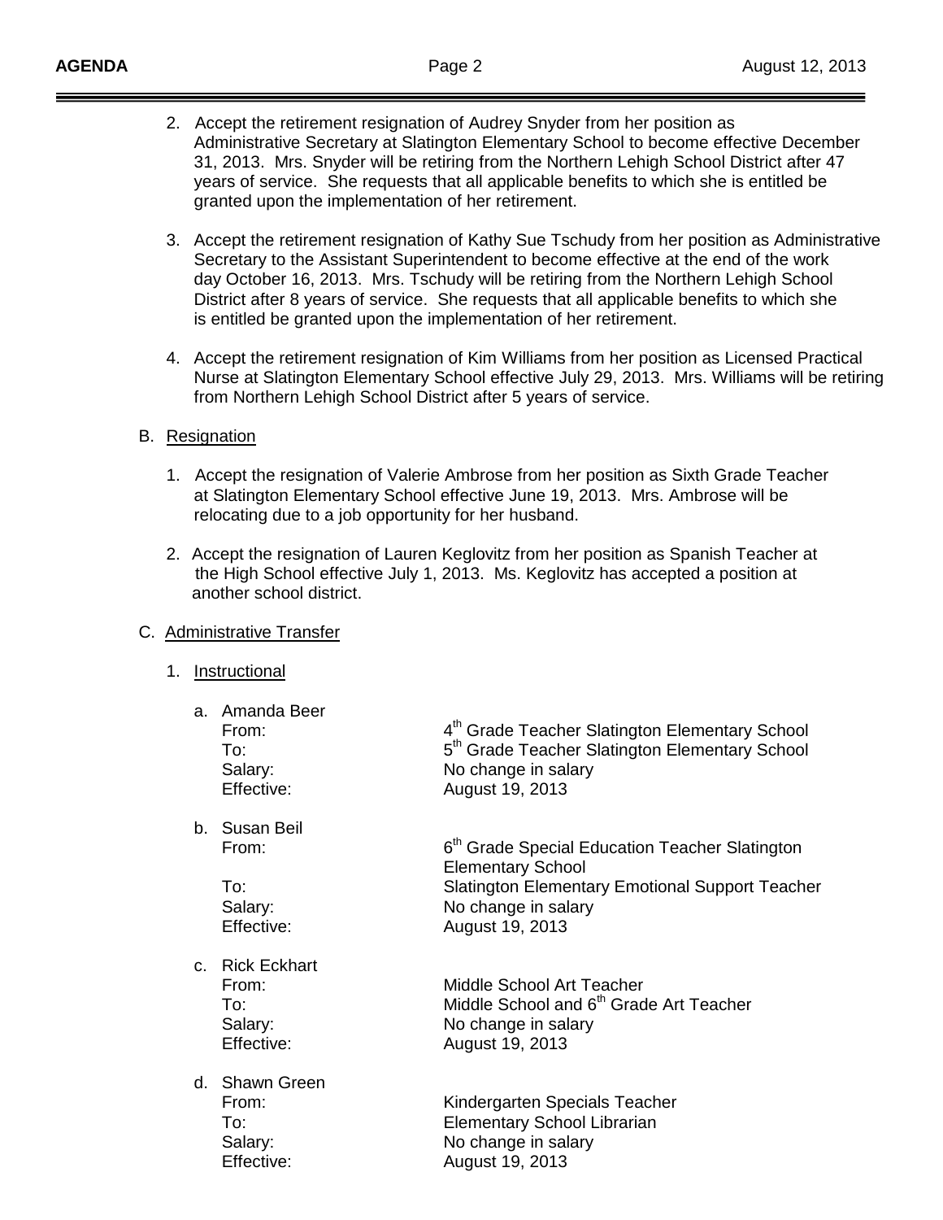2. Accept the retirement resignation of Audrey Snyder from her position as Administrative Secretary at Slatington Elementary School to become effective December 31, 2013. Mrs. Snyder will be retiring from the Northern Lehigh School District after 47 years of service. She requests that all applicable benefits to which she is entitled be granted upon the implementation of her retirement.

3. Accept the retirement resignation of Kathy Sue Tschudy from her position as Administrative Secretary to the Assistant Superintendent to become effective at the end of the work day October 16, 2013. Mrs. Tschudy will be retiring from the Northern Lehigh School District after 8 years of service. She requests that all applicable benefits to which she is entitled be granted upon the implementation of her retirement.

4. Accept the retirement resignation of Kim Williams from her position as Licensed Practical Nurse at Slatington Elementary School effective July 29, 2013. Mrs. Williams will be retiring from Northern Lehigh School District after 5 years of service.

B. Resignation

1. Accept the resignation of Valerie Ambrose from her position as Sixth Grade Teacher at Slatington Elementary School effective June 19, 2013. Mrs. Ambrose will be relocating due to a job opportunity for her husband.

2. Accept the resignation of Lauren Keglovitz from her position as Spanish Teacher at the High School effective July 1, 2013. Ms. Keglovitz has accepted a position at another school district.

C. Administrative Transfer

1. Instructional

a. Amanda Beer

| | |
|---|---|
| From: | 4th Grade Teacher Slatington Elementary School |
| To: | 5th Grade Teacher Slatington Elementary School |
| Salary: | No change in salary |
| Effective: | August 19, 2013 |

b. Susan Beil

| | |
|---|---|
| From: | 6th Grade Special Education Teacher Slatington Elementary School |
| To: | Slatington Elementary Emotional Support Teacher |
| Salary: | No change in salary |
| Effective: | August 19, 2013 |

c. Rick Eckhart

| | |
|---|---|
| From: | Middle School Art Teacher |
| To: | Middle School and 6th Grade Art Teacher |
| Salary: | No change in salary |
| Effective: | August 19, 2013 |

d. Shawn Green

| | |
|---|---|
| From: | Kindergarten Specials Teacher |
| To: | Elementary School Librarian |
| Salary: | No change in salary |
| Effective: | August 19, 2013 |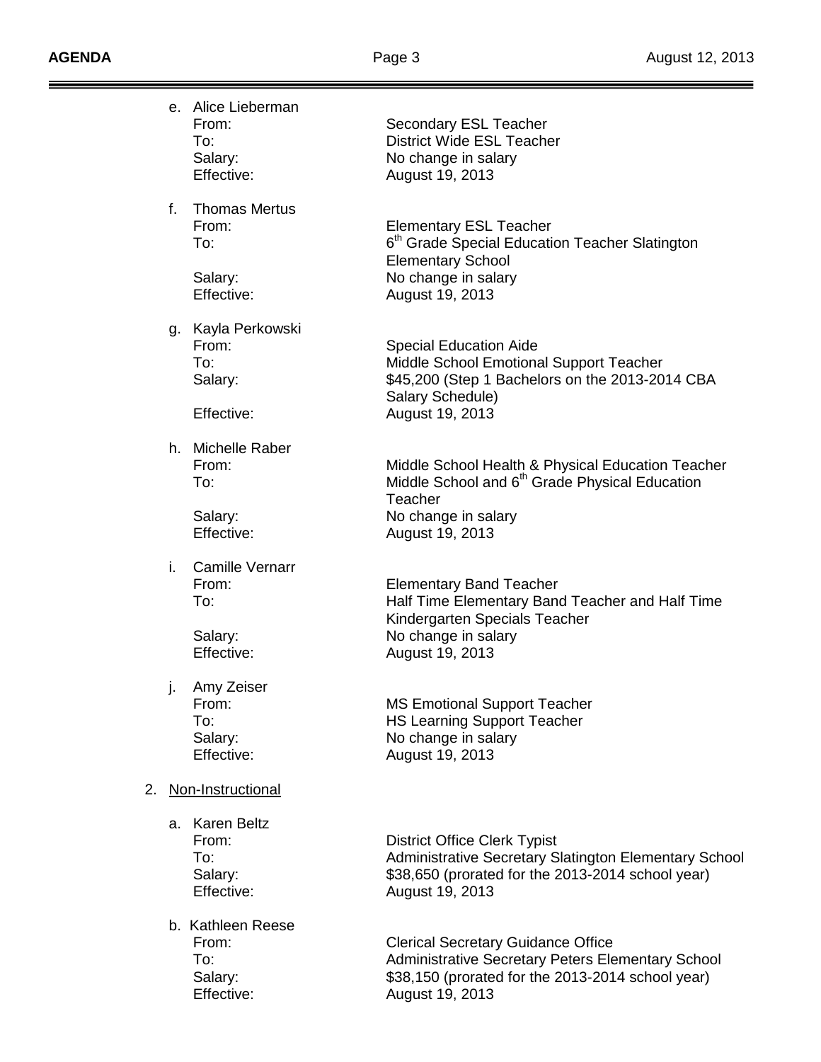e. Alice Lieberman

   From: Secondary ESL Teacher
   To: District Wide ESL Teacher
   Salary: No change in salary
   Effective: August 19, 2013

f. Thomas Mertus

   From: Elementary ESL Teacher
   To: 6th Grade Special Education Teacher Slatington Elementary School
   Salary: No change in salary
   Effective: August 19, 2013

g. Kayla Perkowski

   From: Special Education Aide
   To: Middle School Emotional Support Teacher
   Salary: $45,200 (Step 1 Bachelors on the 2013-2014 CBA Salary Schedule)
   Effective: August 19, 2013

h. Michelle Raber

   From: Middle School Health & Physical Education Teacher
   To: Middle School and 6th Grade Physical Education Teacher
   Salary: No change in salary
   Effective: August 19, 2013

i. Camille Vernarr

   From: Elementary Band Teacher
   To: Half Time Elementary Band Teacher and Half Time Kindergarten Specials Teacher
   Salary: No change in salary
   Effective: August 19, 2013

j. Amy Zeiser

   From: MS Emotional Support Teacher
   To: HS Learning Support Teacher
   Salary: No change in salary
   Effective: August 19, 2013

2. Non-Instructional

   a. Karen Beltz

      From: District Office Clerk Typist
      To: Administrative Secretary Slatington Elementary School
      Salary: $38,650 (prorated for the 2013-2014 school year)
      Effective: August 19, 2013

   b. Kathleen Reese

      From: Clerical Secretary Guidance Office
      To: Administrative Secretary Peters Elementary School
      Salary: $38,150 (prorated for the 2013-2014 school year)
      Effective: August 19, 2013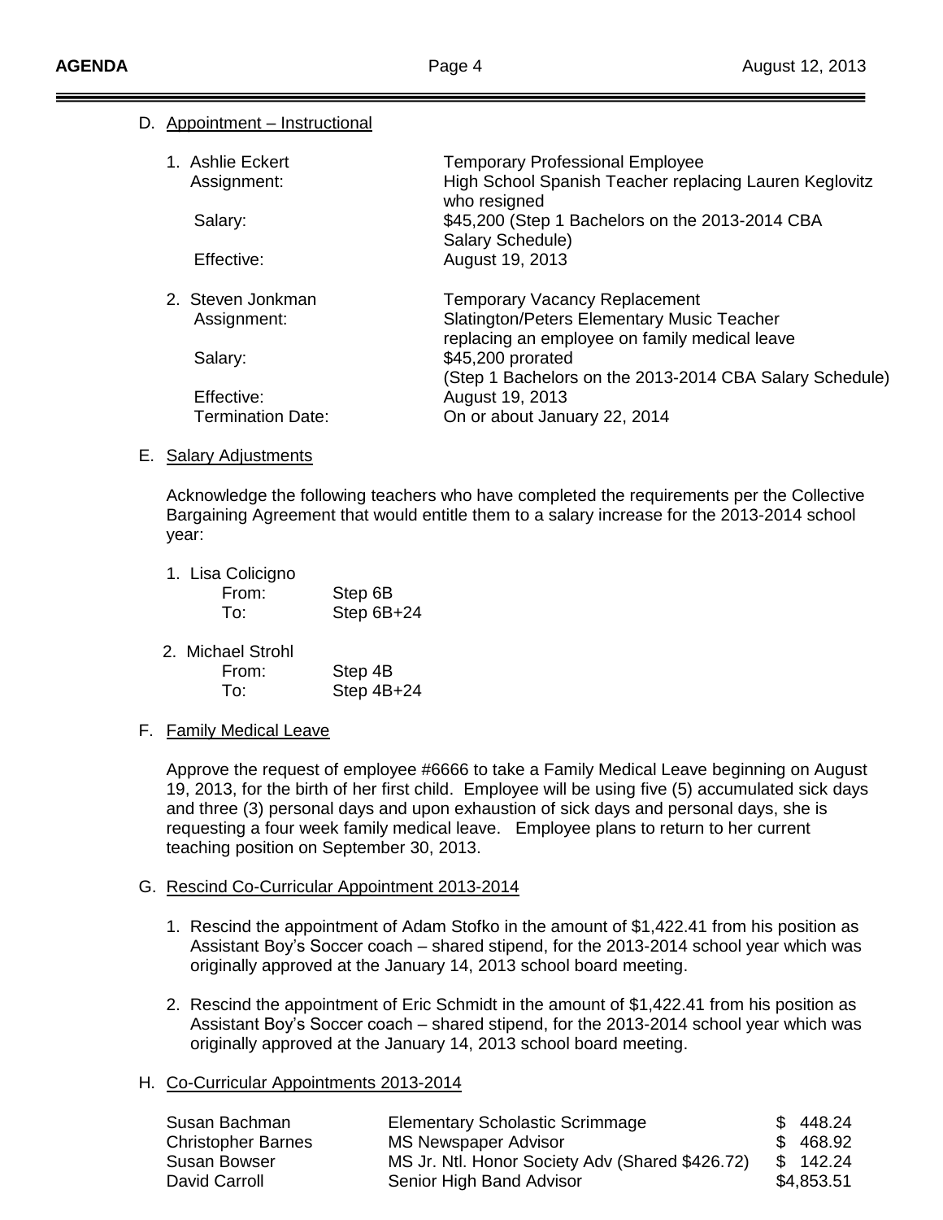D. Appointment – Instructional

1. Ashlie Eckert — Temporary Professional Employee
   - Assignment: High School Spanish Teacher replacing Lauren Keglovitz who resigned
   - Salary: $45,200 (Step 1 Bachelors on the 2013-2014 CBA Salary Schedule)
   - Effective: August 19, 2013

2. Steven Jonkman — Temporary Vacancy Replacement
   - Assignment: Slatington/Peters Elementary Music Teacher replacing an employee on family medical leave
   - Salary: $45,200 prorated (Step 1 Bachelors on the 2013-2014 CBA Salary Schedule)
   - Effective: August 19, 2013
   - Termination Date: On or about January 22, 2014

E. Salary Adjustments

Acknowledge the following teachers who have completed the requirements per the Collective Bargaining Agreement that would entitle them to a salary increase for the 2013-2014 school year:

1. Lisa Colicigno
   - From: Step 6B
   - To: Step 6B+24

2. Michael Strohl
   - From: Step 4B
   - To: Step 4B+24

F. Family Medical Leave

Approve the request of employee #6666 to take a Family Medical Leave beginning on August 19, 2013, for the birth of her first child. Employee will be using five (5) accumulated sick days and three (3) personal days and upon exhaustion of sick days and personal days, she is requesting a four week family medical leave. Employee plans to return to her current teaching position on September 30, 2013.

G. Rescind Co-Curricular Appointment 2013-2014

1. Rescind the appointment of Adam Stofko in the amount of $1,422.41 from his position as Assistant Boy's Soccer coach – shared stipend, for the 2013-2014 school year which was originally approved at the January 14, 2013 school board meeting.

2. Rescind the appointment of Eric Schmidt in the amount of $1,422.41 from his position as Assistant Boy's Soccer coach – shared stipend, for the 2013-2014 school year which was originally approved at the January 14, 2013 school board meeting.

H. Co-Curricular Appointments 2013-2014

| | | |
|---|---|---|
| Susan Bachman | Elementary Scholastic Scrimmage | $ 448.24 |
| Christopher Barnes | MS Newspaper Advisor | $ 468.92 |
| Susan Bowser | MS Jr. Ntl. Honor Society Adv (Shared $426.72) | $ 142.24 |
| David Carroll | Senior High Band Advisor | $4,853.51 |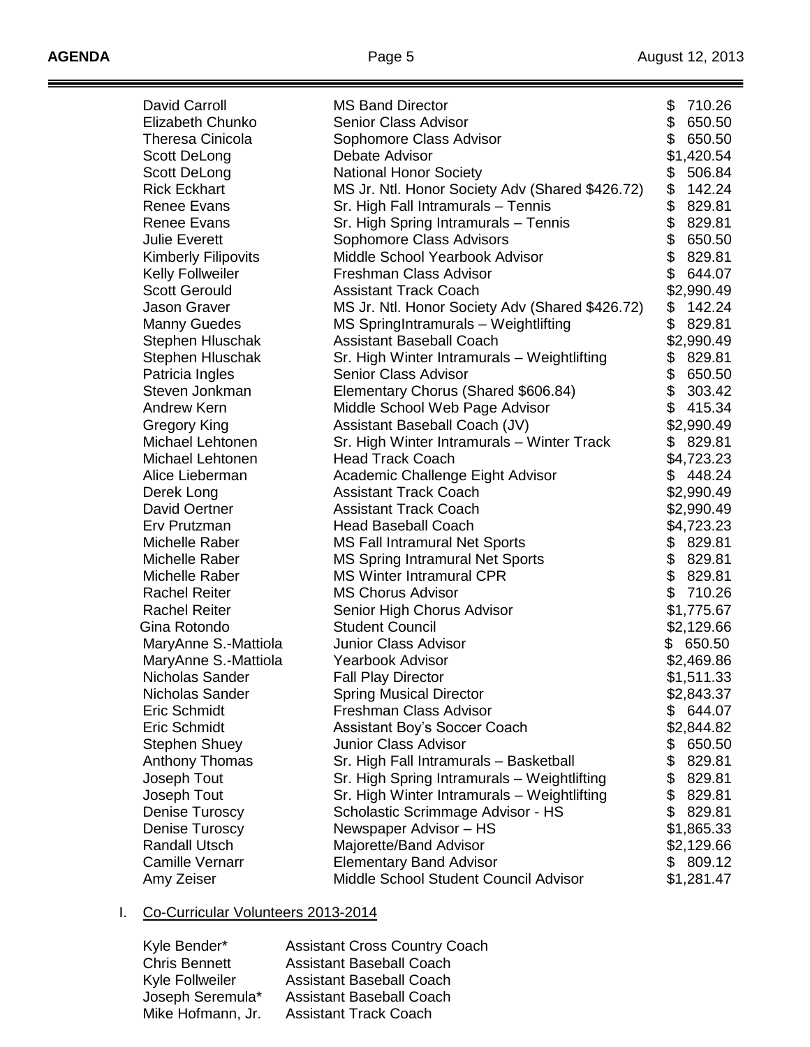| | | |
|---|---|---|
| David Carroll | MS Band Director | $ 710.26 |
| Elizabeth Chunko | Senior Class Advisor | $ 650.50 |
| Theresa Cinicola | Sophomore Class Advisor | $ 650.50 |
| Scott DeLong | Debate Advisor | $1,420.54 |
| Scott DeLong | National Honor Society | $ 506.84 |
| Rick Eckhart | MS Jr. Ntl. Honor Society Adv (Shared $426.72) | $ 142.24 |
| Renee Evans | Sr. High Fall Intramurals – Tennis | $ 829.81 |
| Renee Evans | Sr. High Spring Intramurals – Tennis | $ 829.81 |
| Julie Everett | Sophomore Class Advisors | $ 650.50 |
| Kimberly Filipovits | Middle School Yearbook Advisor | $ 829.81 |
| Kelly Follweiler | Freshman Class Advisor | $ 644.07 |
| Scott Gerould | Assistant Track Coach | $2,990.49 |
| Jason Graver | MS Jr. Ntl. Honor Society Adv (Shared $426.72) | $ 142.24 |
| Manny Guedes | MS SpringIntramurals – Weightlifting | $ 829.81 |
| Stephen Hluschak | Assistant Baseball Coach | $2,990.49 |
| Stephen Hluschak | Sr. High Winter Intramurals – Weightlifting | $ 829.81 |
| Patricia Ingles | Senior Class Advisor | $ 650.50 |
| Steven Jonkman | Elementary Chorus (Shared $606.84) | $ 303.42 |
| Andrew Kern | Middle School Web Page Advisor | $ 415.34 |
| Gregory King | Assistant Baseball Coach (JV) | $2,990.49 |
| Michael Lehtonen | Sr. High Winter Intramurals – Winter Track | $ 829.81 |
| Michael Lehtonen | Head Track Coach | $4,723.23 |
| Alice Lieberman | Academic Challenge Eight Advisor | $ 448.24 |
| Derek Long | Assistant Track Coach | $2,990.49 |
| David Oertner | Assistant Track Coach | $2,990.49 |
| Erv Prutzman | Head Baseball Coach | $4,723.23 |
| Michelle Raber | MS Fall Intramural Net Sports | $ 829.81 |
| Michelle Raber | MS Spring Intramural Net Sports | $ 829.81 |
| Michelle Raber | MS Winter Intramural CPR | $ 829.81 |
| Rachel Reiter | MS Chorus Advisor | $ 710.26 |
| Rachel Reiter | Senior High Chorus Advisor | $1,775.67 |
| Gina Rotondo | Student Council | $2,129.66 |
| MaryAnne S.-Mattiola | Junior Class Advisor | $ 650.50 |
| MaryAnne S.-Mattiola | Yearbook Advisor | $2,469.86 |
| Nicholas Sander | Fall Play Director | $1,511.33 |
| Nicholas Sander | Spring Musical Director | $2,843.37 |
| Eric Schmidt | Freshman Class Advisor | $ 644.07 |
| Eric Schmidt | Assistant Boy's Soccer Coach | $2,844.82 |
| Stephen Shuey | Junior Class Advisor | $ 650.50 |
| Anthony Thomas | Sr. High Fall Intramurals – Basketball | $ 829.81 |
| Joseph Tout | Sr. High Spring Intramurals – Weightlifting | $ 829.81 |
| Joseph Tout | Sr. High Winter Intramurals – Weightlifting | $ 829.81 |
| Denise Turoscy | Scholastic Scrimmage Advisor - HS | $ 829.81 |
| Denise Turoscy | Newspaper Advisor – HS | $1,865.33 |
| Randall Utsch | Majorette/Band Advisor | $2,129.66 |
| Camille Vernarr | Elementary Band Advisor | $ 809.12 |
| Amy Zeiser | Middle School Student Council Advisor | $1,281.47 |

I. Co-Curricular Volunteers 2013-2014

| | |
|---|---|
| Kyle Bender* | Assistant Cross Country Coach |
| Chris Bennett | Assistant Baseball Coach |
| Kyle Follweiler | Assistant Baseball Coach |
| Joseph Seremula* | Assistant Baseball Coach |
| Mike Hofmann, Jr. | Assistant Track Coach |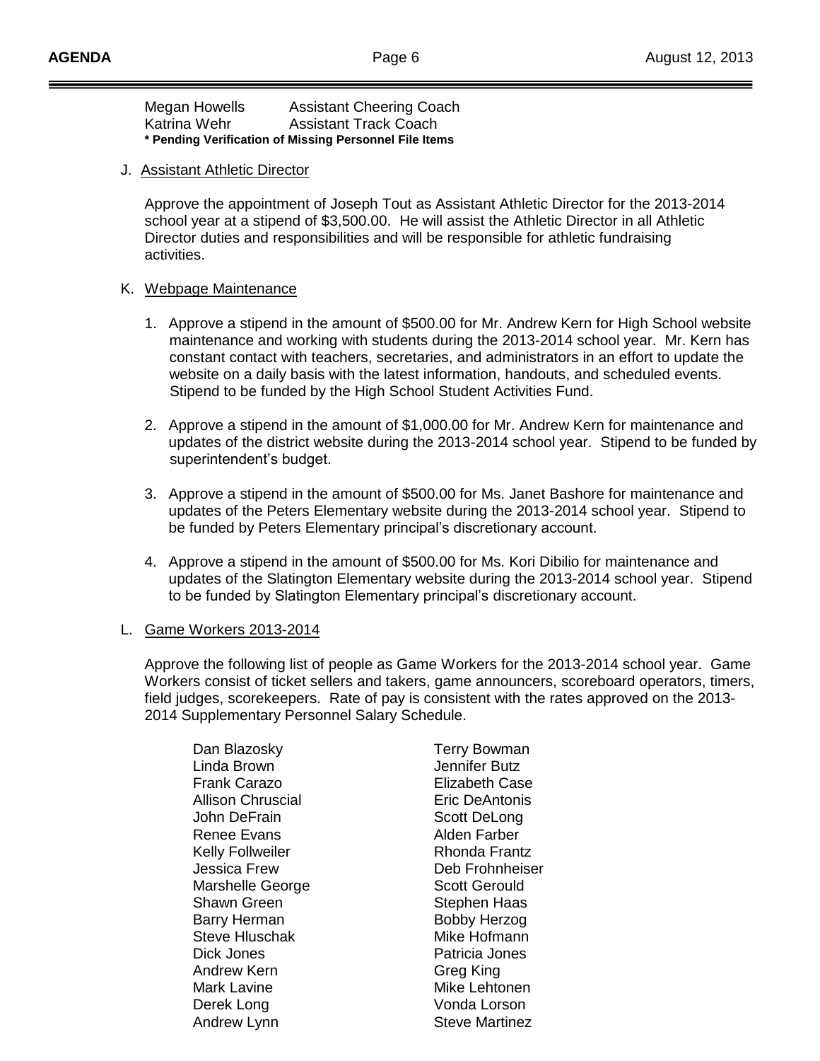| | |
|---|---|
| Megan Howells | Assistant Cheering Coach |
| Katrina Wehr | Assistant Track Coach |

**\* Pending Verification of Missing Personnel File Items**

J. Assistant Athletic Director

Approve the appointment of Joseph Tout as Assistant Athletic Director for the 2013-2014 school year at a stipend of $3,500.00. He will assist the Athletic Director in all Athletic Director duties and responsibilities and will be responsible for athletic fundraising activities.

K. Webpage Maintenance

1. Approve a stipend in the amount of $500.00 for Mr. Andrew Kern for High School website maintenance and working with students during the 2013-2014 school year. Mr. Kern has constant contact with teachers, secretaries, and administrators in an effort to update the website on a daily basis with the latest information, handouts, and scheduled events. Stipend to be funded by the High School Student Activities Fund.

2. Approve a stipend in the amount of $1,000.00 for Mr. Andrew Kern for maintenance and updates of the district website during the 2013-2014 school year. Stipend to be funded by superintendent's budget.

3. Approve a stipend in the amount of $500.00 for Ms. Janet Bashore for maintenance and updates of the Peters Elementary website during the 2013-2014 school year. Stipend to be funded by Peters Elementary principal's discretionary account.

4. Approve a stipend in the amount of $500.00 for Ms. Kori Dibilio for maintenance and updates of the Slatington Elementary website during the 2013-2014 school year. Stipend to be funded by Slatington Elementary principal's discretionary account.

L. Game Workers 2013-2014

Approve the following list of people as Game Workers for the 2013-2014 school year. Game Workers consist of ticket sellers and takers, game announcers, scoreboard operators, timers, field judges, scorekeepers. Rate of pay is consistent with the rates approved on the 2013-2014 Supplementary Personnel Salary Schedule.

| | |
|---|---|
| Dan Blazosky | Terry Bowman |
| Linda Brown | Jennifer Butz |
| Frank Carazo | Elizabeth Case |
| Allison Chruscial | Eric DeAntonis |
| John DeFrain | Scott DeLong |
| Renee Evans | Alden Farber |
| Kelly Follweiler | Rhonda Frantz |
| Jessica Frew | Deb Frohnheiser |
| Marshelle George | Scott Gerould |
| Shawn Green | Stephen Haas |
| Barry Herman | Bobby Herzog |
| Steve Hluschak | Mike Hofmann |
| Dick Jones | Patricia Jones |
| Andrew Kern | Greg King |
| Mark Lavine | Mike Lehtonen |
| Derek Long | Vonda Lorson |
| Andrew Lynn | Steve Martinez |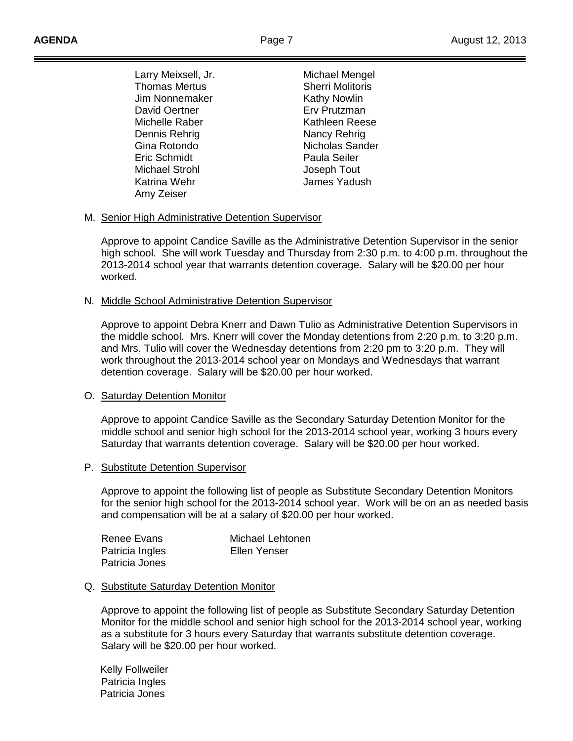| | |
|---|---|
| Larry Meixsell, Jr. | Michael Mengel |
| Thomas Mertus | Sherri Molitoris |
| Jim Nonnemaker | Kathy Nowlin |
| David Oertner | Erv Prutzman |
| Michelle Raber | Kathleen Reese |
| Dennis Rehrig | Nancy Rehrig |
| Gina Rotondo | Nicholas Sander |
| Eric Schmidt | Paula Seiler |
| Michael Strohl | Joseph Tout |
| Katrina Wehr | James Yadush |
| Amy Zeiser | |

M. Senior High Administrative Detention Supervisor

Approve to appoint Candice Saville as the Administrative Detention Supervisor in the senior high school. She will work Tuesday and Thursday from 2:30 p.m. to 4:00 p.m. throughout the 2013-2014 school year that warrants detention coverage. Salary will be $20.00 per hour worked.

N. Middle School Administrative Detention Supervisor

Approve to appoint Debra Knerr and Dawn Tulio as Administrative Detention Supervisors in the middle school. Mrs. Knerr will cover the Monday detentions from 2:20 p.m. to 3:20 p.m. and Mrs. Tulio will cover the Wednesday detentions from 2:20 pm to 3:20 p.m. They will work throughout the 2013-2014 school year on Mondays and Wednesdays that warrant detention coverage. Salary will be $20.00 per hour worked.

O. Saturday Detention Monitor

Approve to appoint Candice Saville as the Secondary Saturday Detention Monitor for the middle school and senior high school for the 2013-2014 school year, working 3 hours every Saturday that warrants detention coverage. Salary will be $20.00 per hour worked.

P. Substitute Detention Supervisor

Approve to appoint the following list of people as Substitute Secondary Detention Monitors for the senior high school for the 2013-2014 school year. Work will be on an as needed basis and compensation will be at a salary of $20.00 per hour worked.

| | |
|---|---|
| Renee Evans | Michael Lehtonen |
| Patricia Ingles | Ellen Yenser |
| Patricia Jones | |

Q. Substitute Saturday Detention Monitor

Approve to appoint the following list of people as Substitute Secondary Saturday Detention Monitor for the middle school and senior high school for the 2013-2014 school year, working as a substitute for 3 hours every Saturday that warrants substitute detention coverage. Salary will be $20.00 per hour worked.

Kelly Follweiler
Patricia Ingles
Patricia Jones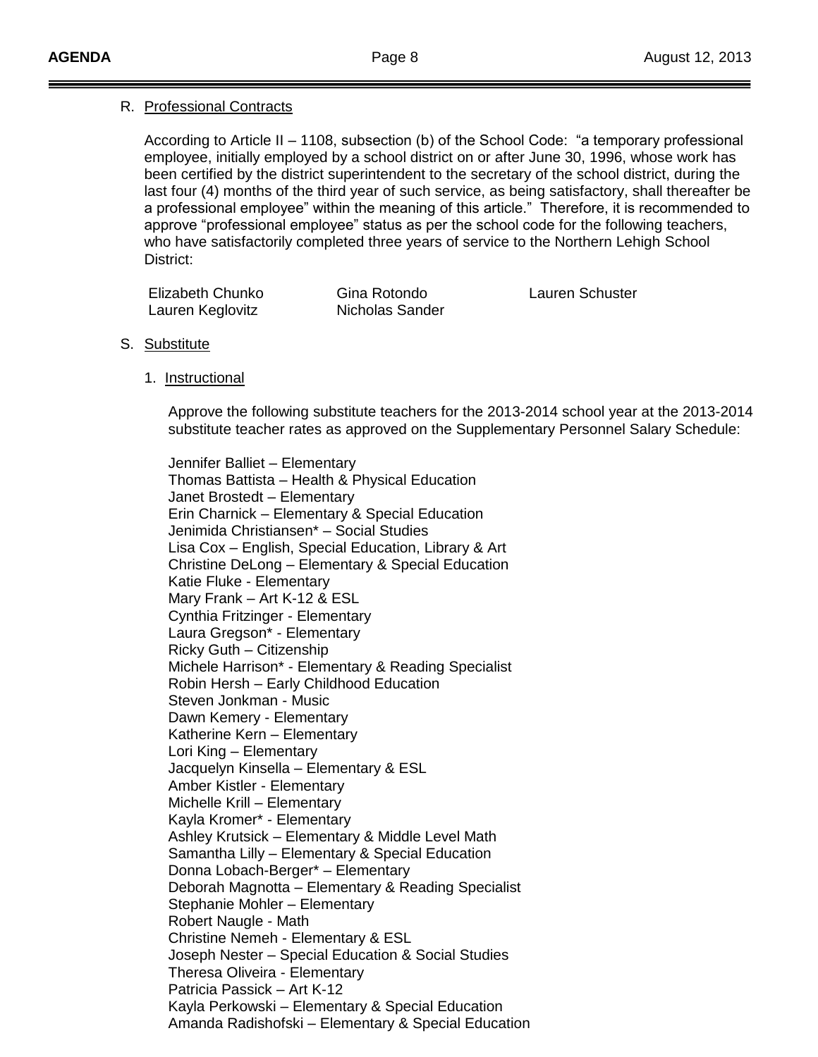R. Professional Contracts

According to Article II – 1108, subsection (b) of the School Code: "a temporary professional employee, initially employed by a school district on or after June 30, 1996, whose work has been certified by the district superintendent to the secretary of the school district, during the last four (4) months of the third year of such service, as being satisfactory, shall thereafter be a professional employee" within the meaning of this article." Therefore, it is recommended to approve "professional employee" status as per the school code for the following teachers, who have satisfactorily completed three years of service to the Northern Lehigh School District:

| | | |
|---|---|---|
| Elizabeth Chunko | Gina Rotondo | Lauren Schuster |
| Lauren Keglovitz | Nicholas Sander | |

S. Substitute

1. Instructional

Approve the following substitute teachers for the 2013-2014 school year at the 2013-2014 substitute teacher rates as approved on the Supplementary Personnel Salary Schedule:

Jennifer Balliet – Elementary
Thomas Battista – Health & Physical Education
Janet Brostedt – Elementary
Erin Charnick – Elementary & Special Education
Jenimida Christiansen* – Social Studies
Lisa Cox – English, Special Education, Library & Art
Christine DeLong – Elementary & Special Education
Katie Fluke - Elementary
Mary Frank – Art K-12 & ESL
Cynthia Fritzinger - Elementary
Laura Gregson* - Elementary
Ricky Guth – Citizenship
Michele Harrison* - Elementary & Reading Specialist
Robin Hersh – Early Childhood Education
Steven Jonkman - Music
Dawn Kemery - Elementary
Katherine Kern – Elementary
Lori King – Elementary
Jacquelyn Kinsella – Elementary & ESL
Amber Kistler - Elementary
Michelle Krill – Elementary
Kayla Kromer* - Elementary
Ashley Krutsick – Elementary & Middle Level Math
Samantha Lilly – Elementary & Special Education
Donna Lobach-Berger* – Elementary
Deborah Magnotta – Elementary & Reading Specialist
Stephanie Mohler – Elementary
Robert Naugle - Math
Christine Nemeh - Elementary & ESL
Joseph Nester – Special Education & Social Studies
Theresa Oliveira - Elementary
Patricia Passick – Art K-12
Kayla Perkowski – Elementary & Special Education
Amanda Radishofski – Elementary & Special Education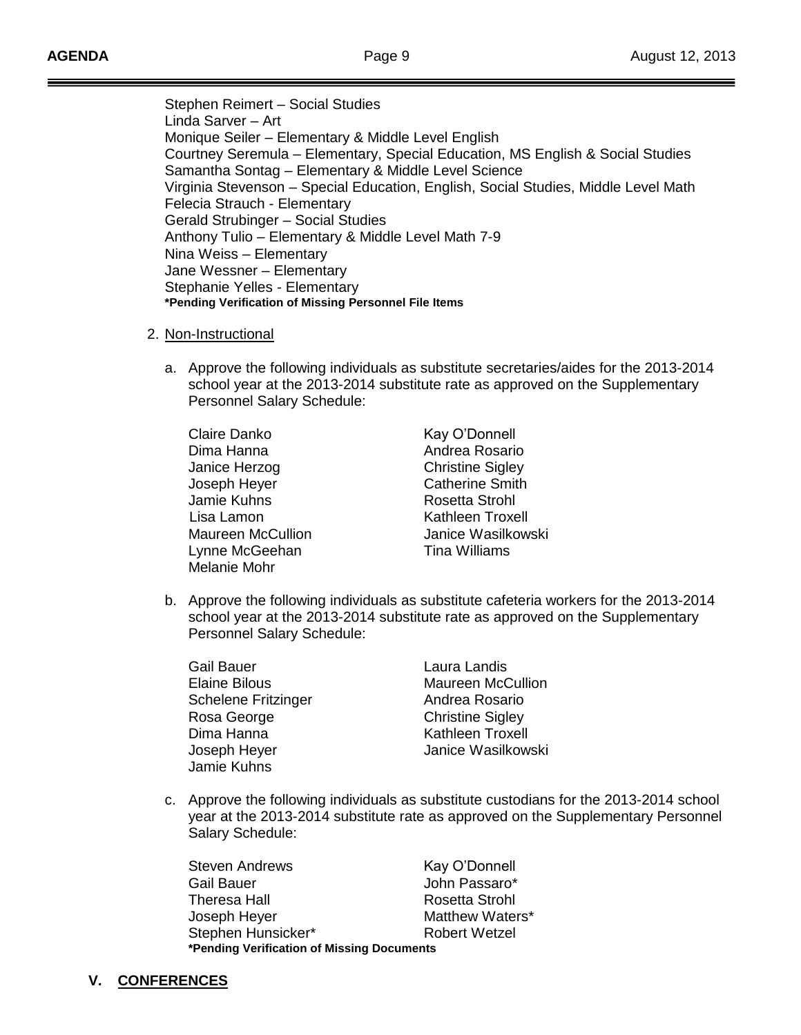Stephen Reimert – Social Studies
Linda Sarver – Art
Monique Seiler – Elementary & Middle Level English
Courtney Seremula – Elementary, Special Education, MS English & Social Studies
Samantha Sontag – Elementary & Middle Level Science
Virginia Stevenson – Special Education, English, Social Studies, Middle Level Math
Felecia Strauch - Elementary
Gerald Strubinger – Social Studies
Anthony Tulio – Elementary & Middle Level Math 7-9
Nina Weiss – Elementary
Jane Wessner – Elementary
Stephanie Yelles - Elementary
**\*Pending Verification of Missing Personnel File Items**

2. Non-Instructional

a. Approve the following individuals as substitute secretaries/aides for the 2013-2014 school year at the 2013-2014 substitute rate as approved on the Supplementary Personnel Salary Schedule:

Claire Danko
Dima Hanna
Janice Herzog
Joseph Heyer
Jamie Kuhns
Lisa Lamon
Maureen McCullion
Lynne McGeehan
Melanie Mohr
Kay O'Donnell
Andrea Rosario
Christine Sigley
Catherine Smith
Rosetta Strohl
Kathleen Troxell
Janice Wasilkowski
Tina Williams

b. Approve the following individuals as substitute cafeteria workers for the 2013-2014 school year at the 2013-2014 substitute rate as approved on the Supplementary Personnel Salary Schedule:

Gail Bauer
Elaine Bilous
Schelene Fritzinger
Rosa George
Dima Hanna
Joseph Heyer
Jamie Kuhns
Laura Landis
Maureen McCullion
Andrea Rosario
Christine Sigley
Kathleen Troxell
Janice Wasilkowski

c. Approve the following individuals as substitute custodians for the 2013-2014 school year at the 2013-2014 substitute rate as approved on the Supplementary Personnel Salary Schedule:

Steven Andrews
Gail Bauer
Theresa Hall
Joseph Heyer
Stephen Hunsicker*
Kay O'Donnell
John Passaro*
Rosetta Strohl
Matthew Waters*
Robert Wetzel
**\*Pending Verification of Missing Documents**

## V. CONFERENCES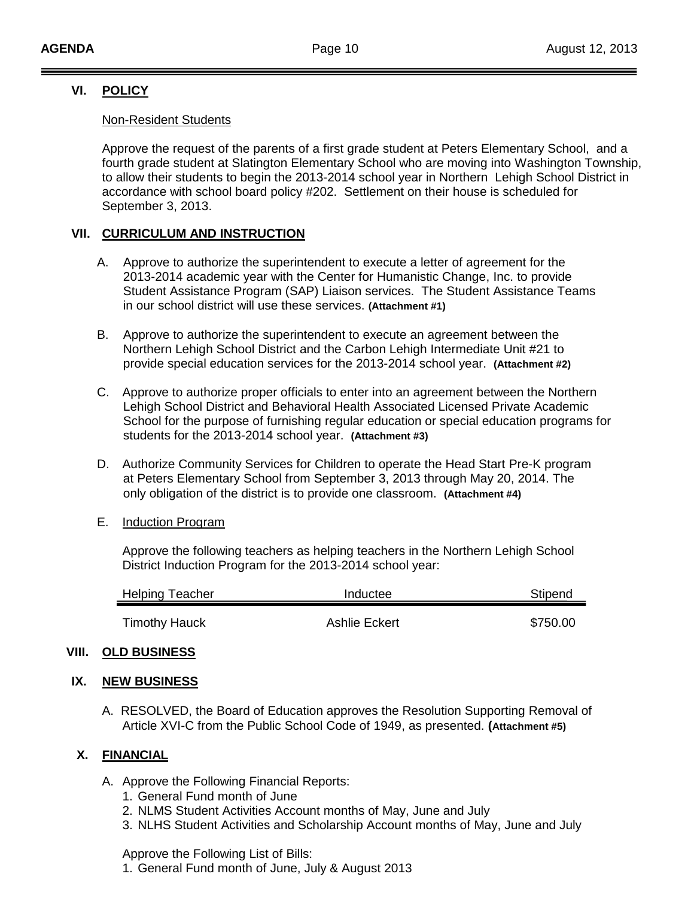## VI. POLICY

Non-Resident Students

Approve the request of the parents of a first grade student at Peters Elementary School, and a fourth grade student at Slatington Elementary School who are moving into Washington Township, to allow their students to begin the 2013-2014 school year in Northern Lehigh School District in accordance with school board policy #202. Settlement on their house is scheduled for September 3, 2013.

## VII. CURRICULUM AND INSTRUCTION

A. Approve to authorize the superintendent to execute a letter of agreement for the 2013-2014 academic year with the Center for Humanistic Change, Inc. to provide Student Assistance Program (SAP) Liaison services. The Student Assistance Teams in our school district will use these services. **(Attachment #1)**

B. Approve to authorize the superintendent to execute an agreement between the Northern Lehigh School District and the Carbon Lehigh Intermediate Unit #21 to provide special education services for the 2013-2014 school year. **(Attachment #2)**

C. Approve to authorize proper officials to enter into an agreement between the Northern Lehigh School District and Behavioral Health Associated Licensed Private Academic School for the purpose of furnishing regular education or special education programs for students for the 2013-2014 school year. **(Attachment #3)**

D. Authorize Community Services for Children to operate the Head Start Pre-K program at Peters Elementary School from September 3, 2013 through May 20, 2014. The only obligation of the district is to provide one classroom. **(Attachment #4)**

E. Induction Program

Approve the following teachers as helping teachers in the Northern Lehigh School District Induction Program for the 2013-2014 school year:

| Helping Teacher | Inductee | Stipend |
|---|---|---|
| Timothy Hauck | Ashlie Eckert | $750.00 |

## VIII. OLD BUSINESS

## IX. NEW BUSINESS

A. RESOLVED, the Board of Education approves the Resolution Supporting Removal of Article XVI-C from the Public School Code of 1949, as presented. **(Attachment #5)**

## X. FINANCIAL

A. Approve the Following Financial Reports:
   1. General Fund month of June
   2. NLMS Student Activities Account months of May, June and July
   3. NLHS Student Activities and Scholarship Account months of May, June and July

   Approve the Following List of Bills:
   1. General Fund month of June, July & August 2013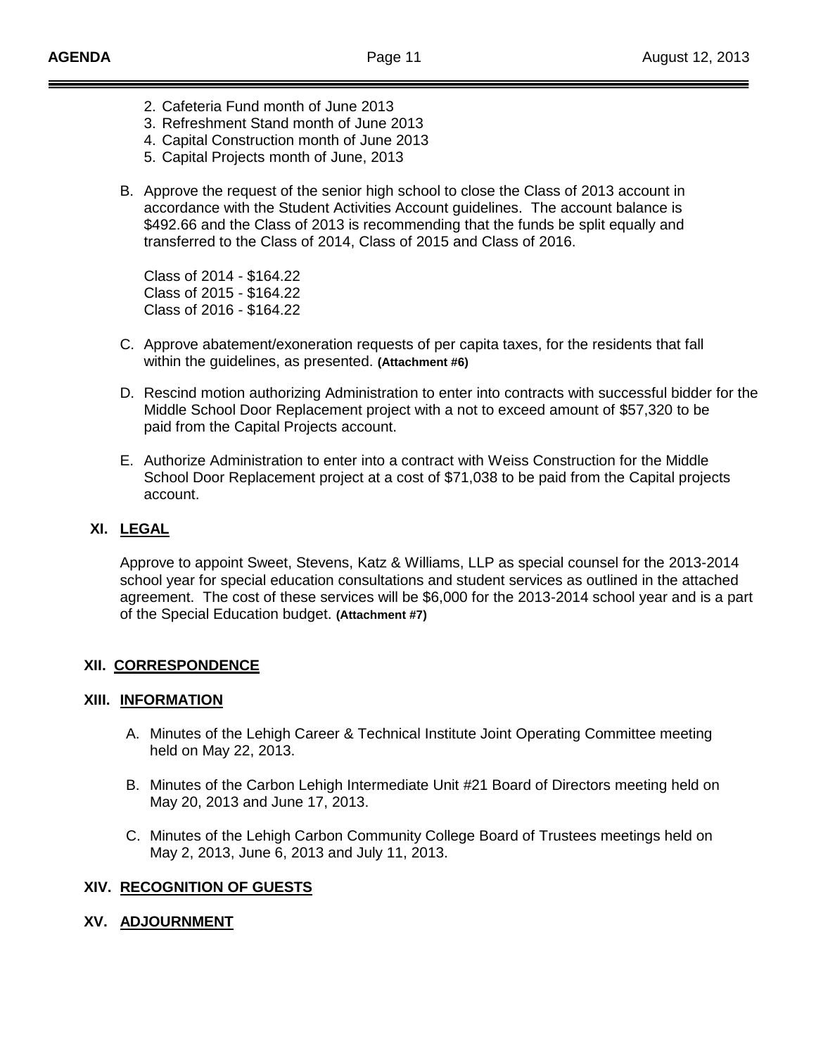2. Cafeteria Fund month of June 2013
3. Refreshment Stand month of June 2013
4. Capital Construction month of June 2013
5. Capital Projects month of June, 2013

B. Approve the request of the senior high school to close the Class of 2013 account in accordance with the Student Activities Account guidelines. The account balance is $492.66 and the Class of 2013 is recommending that the funds be split equally and transferred to the Class of 2014, Class of 2015 and Class of 2016.

Class of 2014 - $164.22
Class of 2015 - $164.22
Class of 2016 - $164.22

C. Approve abatement/exoneration requests of per capita taxes, for the residents that fall within the guidelines, as presented. **(Attachment #6)**

D. Rescind motion authorizing Administration to enter into contracts with successful bidder for the Middle School Door Replacement project with a not to exceed amount of $57,320 to be paid from the Capital Projects account.

E. Authorize Administration to enter into a contract with Weiss Construction for the Middle School Door Replacement project at a cost of $71,038 to be paid from the Capital projects account.

## XI. LEGAL

Approve to appoint Sweet, Stevens, Katz & Williams, LLP as special counsel for the 2013-2014 school year for special education consultations and student services as outlined in the attached agreement. The cost of these services will be $6,000 for the 2013-2014 school year and is a part of the Special Education budget. **(Attachment #7)**

## XII. CORRESPONDENCE

## XIII. INFORMATION

A. Minutes of the Lehigh Career & Technical Institute Joint Operating Committee meeting held on May 22, 2013.

B. Minutes of the Carbon Lehigh Intermediate Unit #21 Board of Directors meeting held on May 20, 2013 and June 17, 2013.

C. Minutes of the Lehigh Carbon Community College Board of Trustees meetings held on May 2, 2013, June 6, 2013 and July 11, 2013.

## XIV. RECOGNITION OF GUESTS

## XV. ADJOURNMENT